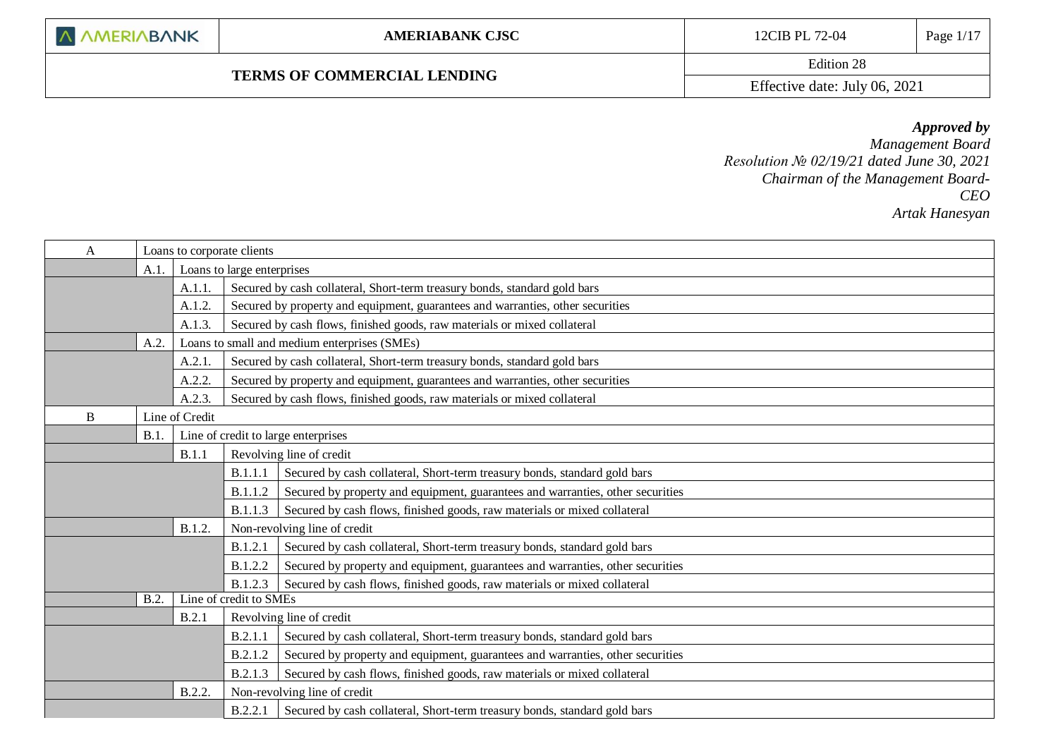| AMERIABANK | AMERIABANK CJSC | 12CIB PL 72-04 | Page 1/17 |
|---|---|---|---|
| **TERMS OF COMMERCIAL LENDING** | | Edition 28 | |
| | | Effective date: July 06, 2021 | |

***Approved by***
*Management Board*
*Resolution № 02/19/21 dated June 30, 2021*
*Chairman of the Management Board-CEO*
*Artak Hanesyan*

| | | | | |
|---|---|---|---|---|
| A | Loans to corporate clients | | | |
| | A.1. | Loans to large enterprises | | |
| | | A.1.1. | Secured by cash collateral, Short-term treasury bonds, standard gold bars | |
| | | A.1.2. | Secured by property and equipment, guarantees and warranties, other securities | |
| | | A.1.3. | Secured by cash flows, finished goods, raw materials or mixed collateral | |
| | A.2. | Loans to small and medium enterprises (SMEs) | | |
| | | A.2.1. | Secured by cash collateral, Short-term treasury bonds, standard gold bars | |
| | | A.2.2. | Secured by property and equipment, guarantees and warranties, other securities | |
| | | A.2.3. | Secured by cash flows, finished goods, raw materials or mixed collateral | |
| B | Line of Credit | | | |
| | B.1. | Line of credit to large enterprises | | |
| | | B.1.1 | Revolving line of credit | |
| | | | B.1.1.1 | Secured by cash collateral, Short-term treasury bonds, standard gold bars |
| | | | B.1.1.2 | Secured by property and equipment, guarantees and warranties, other securities |
| | | | B.1.1.3 | Secured by cash flows, finished goods, raw materials or mixed collateral |
| | | B.1.2. | Non-revolving line of credit | |
| | | | B.1.2.1 | Secured by cash collateral, Short-term treasury bonds, standard gold bars |
| | | | B.1.2.2 | Secured by property and equipment, guarantees and warranties, other securities |
| | | | B.1.2.3 | Secured by cash flows, finished goods, raw materials or mixed collateral |
| | B.2. | Line of credit to SMEs | | |
| | | B.2.1 | Revolving line of credit | |
| | | | B.2.1.1 | Secured by cash collateral, Short-term treasury bonds, standard gold bars |
| | | | B.2.1.2 | Secured by property and equipment, guarantees and warranties, other securities |
| | | | B.2.1.3 | Secured by cash flows, finished goods, raw materials or mixed collateral |
| | | B.2.2. | Non-revolving line of credit | |
| | | | B.2.2.1 | Secured by cash collateral, Short-term treasury bonds, standard gold bars |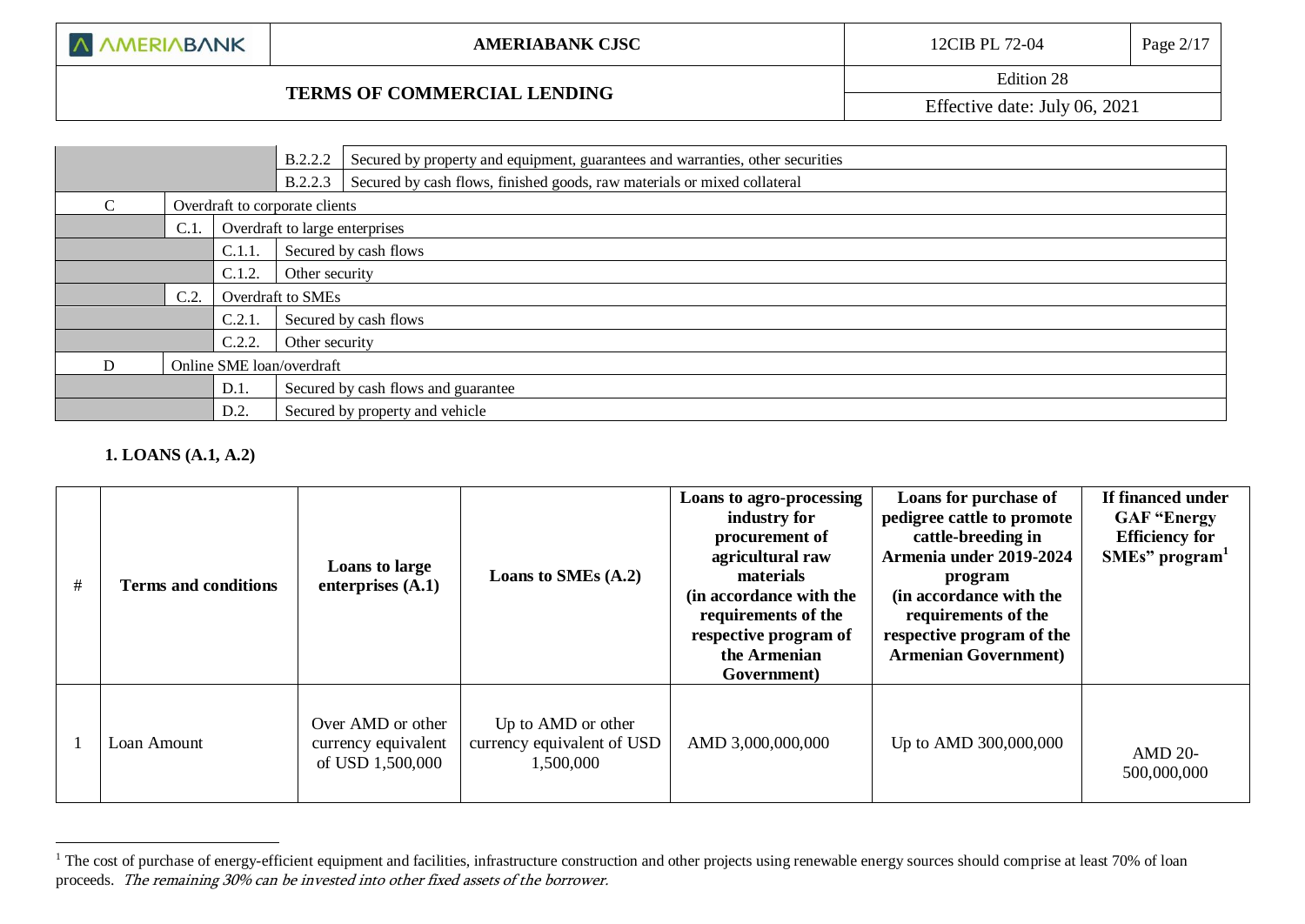| | | | |
|---|---|---|---|
| | | B.2.2.2 | Secured by property and equipment, guarantees and warranties, other securities |
| | | B.2.2.3 | Secured by cash flows, finished goods, raw materials or mixed collateral |
| C | Overdraft to corporate clients | | |
| | C.1. | Overdraft to large enterprises | |
| | | C.1.1. | Secured by cash flows |
| | | C.1.2. | Other security |
| | C.2. | Overdraft to SMEs | |
| | | C.2.1. | Secured by cash flows |
| | | C.2.2. | Other security |
| D | Online SME loan/overdraft | | |
| | | D.1. | Secured by cash flows and guarantee |
| | | D.2. | Secured by property and vehicle |

**1. LOANS (A.1, A.2)**

| # | Terms and conditions | Loans to large enterprises (A.1) | Loans to SMEs (A.2) | Loans to agro-processing industry for procurement of agricultural raw materials (in accordance with the requirements of the respective program of the Armenian Government) | Loans for purchase of pedigree cattle to promote cattle-breeding in Armenia under 2019-2024 program (in accordance with the requirements of the respective program of the Armenian Government) | If financed under GAF "Energy Efficiency for SMEs" program[1] |
|---|---|---|---|---|---|---|
| 1 | Loan Amount | Over AMD or other currency equivalent of USD 1,500,000 | Up to AMD or other currency equivalent of USD 1,500,000 | AMD 3,000,000,000 | Up to AMD 300,000,000 | AMD 20-500,000,000 |

[1] The cost of purchase of energy-efficient equipment and facilities, infrastructure construction and other projects using renewable energy sources should comprise at least 70% of loan proceeds. *The remaining 30% can be invested into other fixed assets of the borrower.*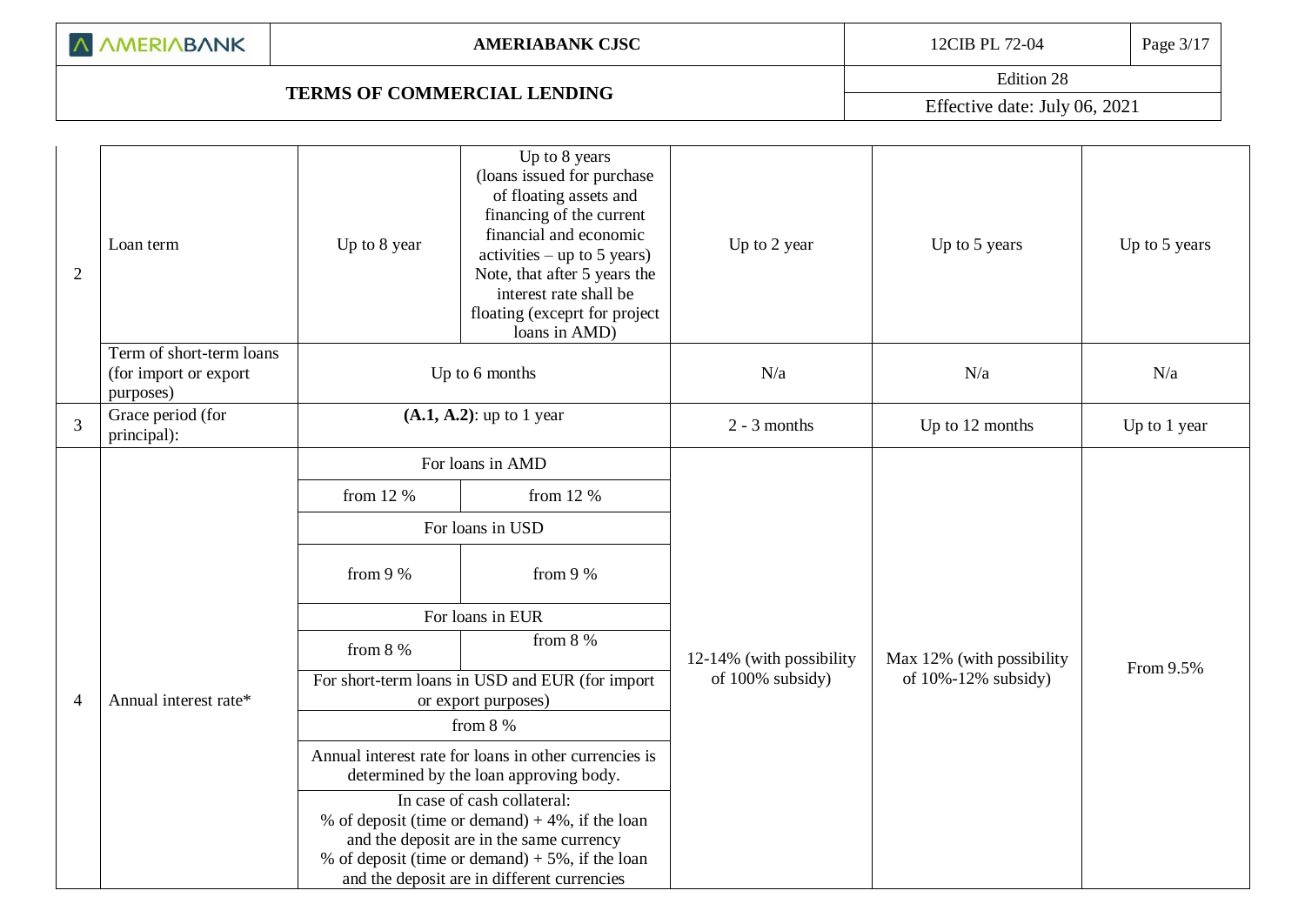| | | | | | | |
|---|---|---|---|---|---|---|
| 2 | Loan term | Up to 8 year | Up to 8 years (loans issued for purchase of floating assets and financing of the current financial and economic activities – up to 5 years) Note, that after 5 years the interest rate shall be floating (exceprt for project loans in AMD) | Up to 2 year | Up to 5 years | Up to 5 years |
| | Term of short-term loans (for import or export purposes) | Up to 6 months | | N/a | N/a | N/a |
| 3 | Grace period (for principal): | **(A.1, A.2)**: up to 1 year | | 2 - 3 months | Up to 12 months | Up to 1 year |
| 4 | Annual interest rate* | For loans in AMD | | 12-14% (with possibility of 100% subsidy) | Max 12% (with possibility of 10%-12% subsidy) | From 9.5% |
| | | from 12 % | from 12 % | | | |
| | | For loans in USD | | | | |
| | | from 9 % | from 9 % | | | |
| | | For loans in EUR | | | | |
| | | from 8 % | from 8 % | | | |
| | | For short-term loans in USD and EUR (for import or export purposes) | | | | |
| | | from 8 % | | | | |
| | | Annual interest rate for loans in other currencies is determined by the loan approving body. | | | | |
| | | In case of cash collateral: % of deposit (time or demand) + 4%, if the loan and the deposit are in the same currency % of deposit (time or demand) + 5%, if the loan and the deposit are in different currencies | | | | |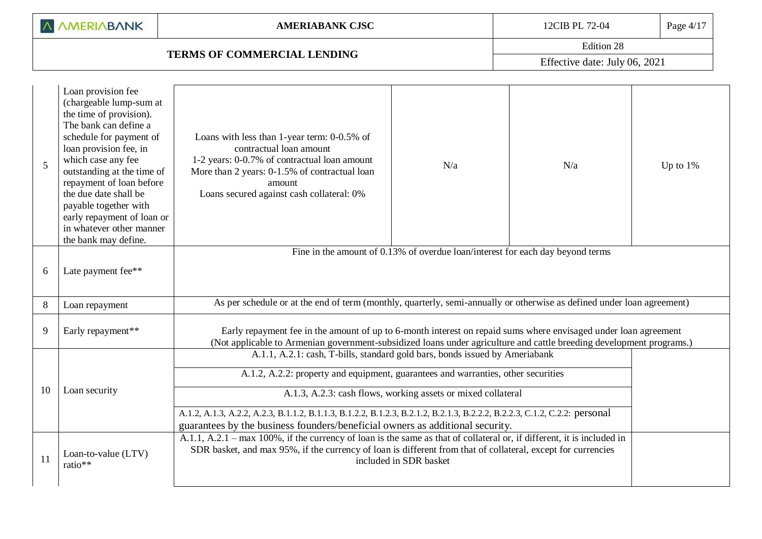| 5 | Loan provision fee (chargeable lump-sum at the time of provision). The bank can define a schedule for payment of loan provision fee, in which case any fee outstanding at the time of repayment of loan before the due date shall be payable together with early repayment of loan or in whatever other manner the bank may define. | Loans with less than 1-year term: 0-0.5% of contractual loan amount<br>1-2 years: 0-0.7% of contractual loan amount<br>More than 2 years: 0-1.5% of contractual loan amount<br>Loans secured against cash collateral: 0% | N/a | N/a | Up to 1% |
|---|---|---|---|---|---|
| 6 | Late payment fee** | Fine in the amount of 0.13% of overdue loan/interest for each day beyond terms | | | |
| 8 | Loan repayment | As per schedule or at the end of term (monthly, quarterly, semi-annually or otherwise as defined under loan agreement) | | | |
| 9 | Early repayment** | Early repayment fee in the amount of up to 6-month interest on repaid sums where envisaged under loan agreement<br>(Not applicable to Armenian government-subsidized loans under agriculture and cattle breeding development programs.) | | | |
| 10 | Loan security | A.1.1, A.2.1: cash, T-bills, standard gold bars, bonds issued by Ameriabank<br>A.1.2, A.2.2: property and equipment, guarantees and warranties, other securities<br>A.1.3, A.2.3: cash flows, working assets or mixed collateral<br>A.1.2, A.1.3, A.2.2, A.2.3, B.1.1.2, B.1.1.3, B.1.2.2, B.1.2.3, B.2.1.2, B.2.1.3, B.2.2.2, B.2.2.3, C.1.2, C.2.2: personal guarantees by the business founders/beneficial owners as additional security. | | | |
| 11 | Loan-to-value (LTV) ratio** | A.1.1, A.2.1 – max 100%, if the currency of loan is the same as that of collateral or, if different, it is included in SDR basket, and max 95%, if the currency of loan is different from that of collateral, except for currencies included in SDR basket | | | |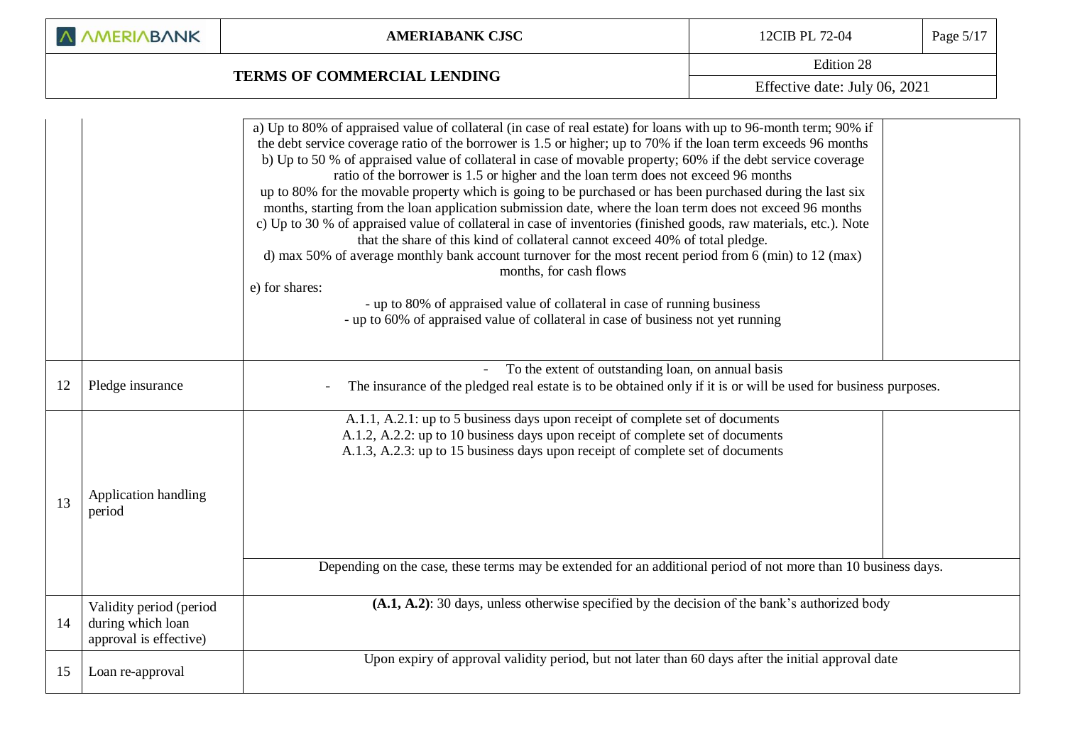| | | | |
|---|---|---|---|
| | | a) Up to 80% of appraised value of collateral (in case of real estate) for loans with up to 96-month term; 90% if the debt service coverage ratio of the borrower is 1.5 or higher; up to 70% if the loan term exceeds 96 months<br>b) Up to 50 % of appraised value of collateral in case of movable property; 60% if the debt service coverage ratio of the borrower is 1.5 or higher and the loan term does not exceed 96 months<br>up to 80% for the movable property which is going to be purchased or has been purchased during the last six months, starting from the loan application submission date, where the loan term does not exceed 96 months<br>c) Up to 30 % of appraised value of collateral in case of inventories (finished goods, raw materials, etc.). Note that the share of this kind of collateral cannot exceed 40% of total pledge.<br>d) max 50% of average monthly bank account turnover for the most recent period from 6 (min) to 12 (max) months, for cash flows<br>e) for shares:<br>- up to 80% of appraised value of collateral in case of running business<br>- up to 60% of appraised value of collateral in case of business not yet running | |
| 12 | Pledge insurance | - To the extent of outstanding loan, on annual basis<br>- The insurance of the pledged real estate is to be obtained only if it is or will be used for business purposes. | |
| 13 | Application handling period | A.1.1, A.2.1: up to 5 business days upon receipt of complete set of documents<br>A.1.2, A.2.2: up to 10 business days upon receipt of complete set of documents<br>A.1.3, A.2.3: up to 15 business days upon receipt of complete set of documents | |
| | | Depending on the case, these terms may be extended for an additional period of not more than 10 business days. | |
| 14 | Validity period (period during which loan approval is effective) | **(A.1, A.2)**: 30 days, unless otherwise specified by the decision of the bank's authorized body | |
| 15 | Loan re-approval | Upon expiry of approval validity period, but not later than 60 days after the initial approval date | |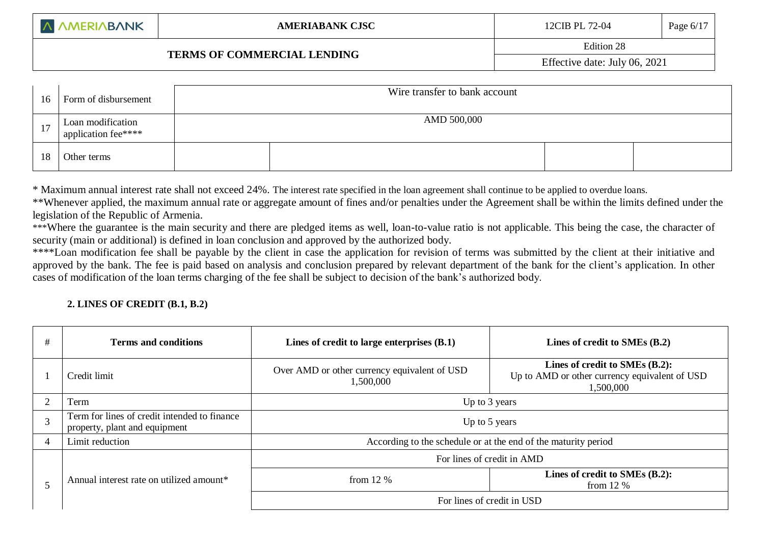| 16 | Form of disbursement | Wire transfer to bank account | | | |
|---|---|---|---|---|---|
| 17 | Loan modification application fee**** | AMD 500,000 | | | |
| 18 | Other terms | | | | |

* Maximum annual interest rate shall not exceed 24%. The interest rate specified in the loan agreement shall continue to be applied to overdue loans.

**Whenever applied, the maximum annual rate or aggregate amount of fines and/or penalties under the Agreement shall be within the limits defined under the legislation of the Republic of Armenia.

***Where the guarantee is the main security and there are pledged items as well, loan-to-value ratio is not applicable. This being the case, the character of security (main or additional) is defined in loan conclusion and approved by the authorized body.

****Loan modification fee shall be payable by the client in case the application for revision of terms was submitted by the client at their initiative and approved by the bank. The fee is paid based on analysis and conclusion prepared by relevant department of the bank for the client's application. In other cases of modification of the loan terms charging of the fee shall be subject to decision of the bank's authorized body.

### 2. LINES OF CREDIT (B.1, B.2)

| # | Terms and conditions | Lines of credit to large enterprises (B.1) | Lines of credit to SMEs (B.2) |
|---|---|---|---|
| 1 | Credit limit | Over AMD or other currency equivalent of USD 1,500,000 | **Lines of credit to SMEs (B.2):** Up to AMD or other currency equivalent of USD 1,500,000 |
| 2 | Term | Up to 3 years | |
| 3 | Term for lines of credit intended to finance property, plant and equipment | Up to 5 years | |
| 4 | Limit reduction | According to the schedule or at the end of the maturity period | |
| 5 | Annual interest rate on utilized amount* | For lines of credit in AMD | |
| | | from 12 % | **Lines of credit to SMEs (B.2):** from 12 % |
| | | For lines of credit in USD | |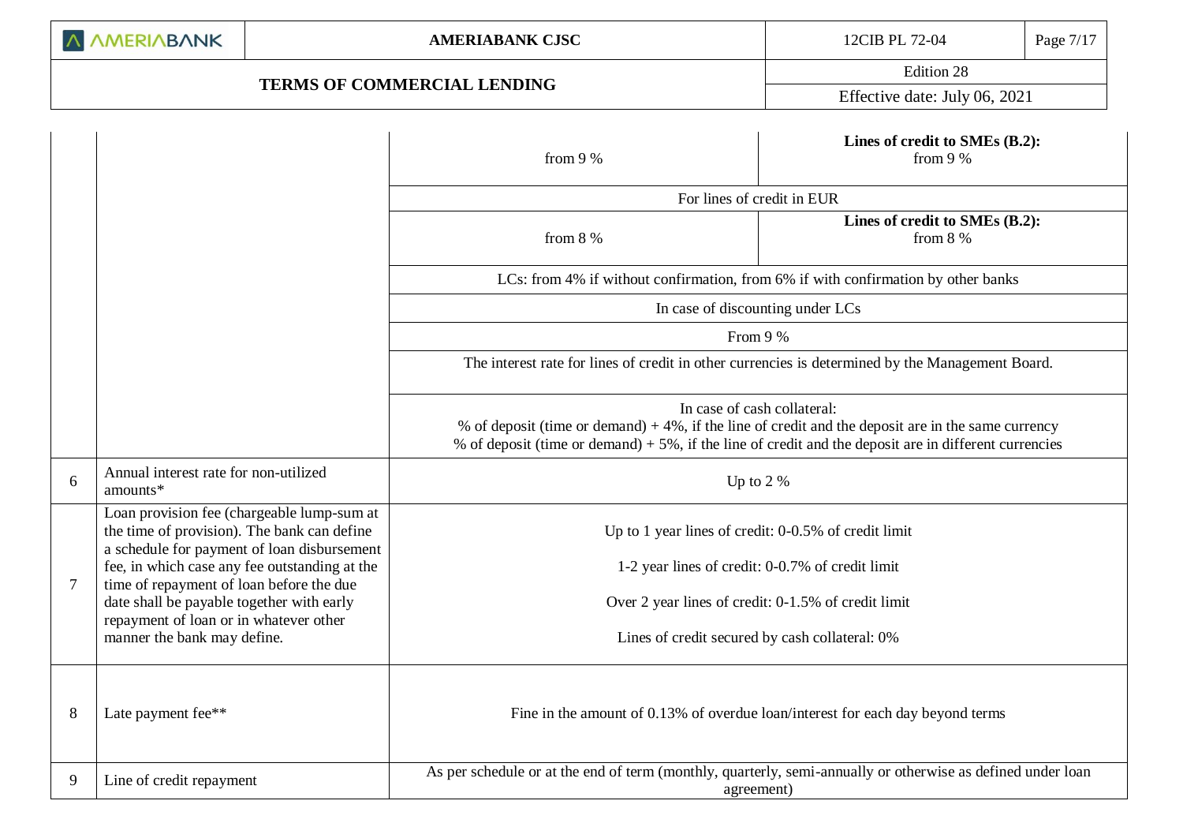| | | | |
|---|---|---|---|
| | | from 9 % | **Lines of credit to SMEs (B.2):** from 9 % |
| | | For lines of credit in EUR | |
| | | from 8 % | **Lines of credit to SMEs (B.2):** from 8 % |
| | | LCs: from 4% if without confirmation, from 6% if with confirmation by other banks | |
| | | In case of discounting under LCs | |
| | | From 9 % | |
| | | The interest rate for lines of credit in other currencies is determined by the Management Board. | |
| | | In case of cash collateral: % of deposit (time or demand) + 4%, if the line of credit and the deposit are in the same currency % of deposit (time or demand) + 5%, if the line of credit and the deposit are in different currencies | |
| 6 | Annual interest rate for non-utilized amounts* | Up to 2 % | |
| 7 | Loan provision fee (chargeable lump-sum at the time of provision). The bank can define a schedule for payment of loan disbursement fee, in which case any fee outstanding at the time of repayment of loan before the due date shall be payable together with early repayment of loan or in whatever other manner the bank may define. | Up to 1 year lines of credit: 0-0.5% of credit limit<br><br>1-2 year lines of credit: 0-0.7% of credit limit<br><br>Over 2 year lines of credit: 0-1.5% of credit limit<br><br>Lines of credit secured by cash collateral: 0% | |
| 8 | Late payment fee** | Fine in the amount of 0.13% of overdue loan/interest for each day beyond terms | |
| 9 | Line of credit repayment | As per schedule or at the end of term (monthly, quarterly, semi-annually or otherwise as defined under loan agreement) | |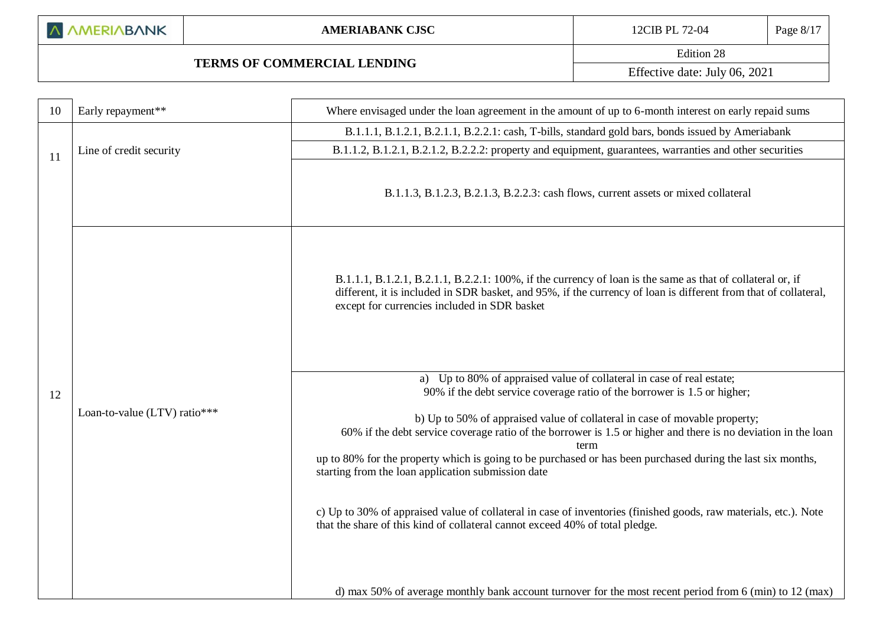| 10 | Early repayment** | Where envisaged under the loan agreement in the amount of up to 6-month interest on early repaid sums |
|---|---|---|
| 11 | Line of credit security | B.1.1.1, B.1.2.1, B.2.1.1, B.2.2.1: cash, T-bills, standard gold bars, bonds issued by Ameriabank |
| | | B.1.1.2, B.1.2.1, B.2.1.2, B.2.2.2: property and equipment, guarantees, warranties and other securities |
| | | B.1.1.3, B.1.2.3, B.2.1.3, B.2.2.3: cash flows, current assets or mixed collateral |
| 12 | Loan-to-value (LTV) ratio*** | B.1.1.1, B.1.2.1, B.2.1.1, B.2.2.1: 100%, if the currency of loan is the same as that of collateral or, if different, it is included in SDR basket, and 95%, if the currency of loan is different from that of collateral, except for currencies included in SDR basket |
| | | a) Up to 80% of appraised value of collateral in case of real estate; 90% if the debt service coverage ratio of the borrower is 1.5 or higher;<br><br>b) Up to 50% of appraised value of collateral in case of movable property; 60% if the debt service coverage ratio of the borrower is 1.5 or higher and there is no deviation in the loan term<br>up to 80% for the property which is going to be purchased or has been purchased during the last six months, starting from the loan application submission date<br><br>c) Up to 30% of appraised value of collateral in case of inventories (finished goods, raw materials, etc.). Note that the share of this kind of collateral cannot exceed 40% of total pledge.<br><br>d) max 50% of average monthly bank account turnover for the most recent period from 6 (min) to 12 (max) |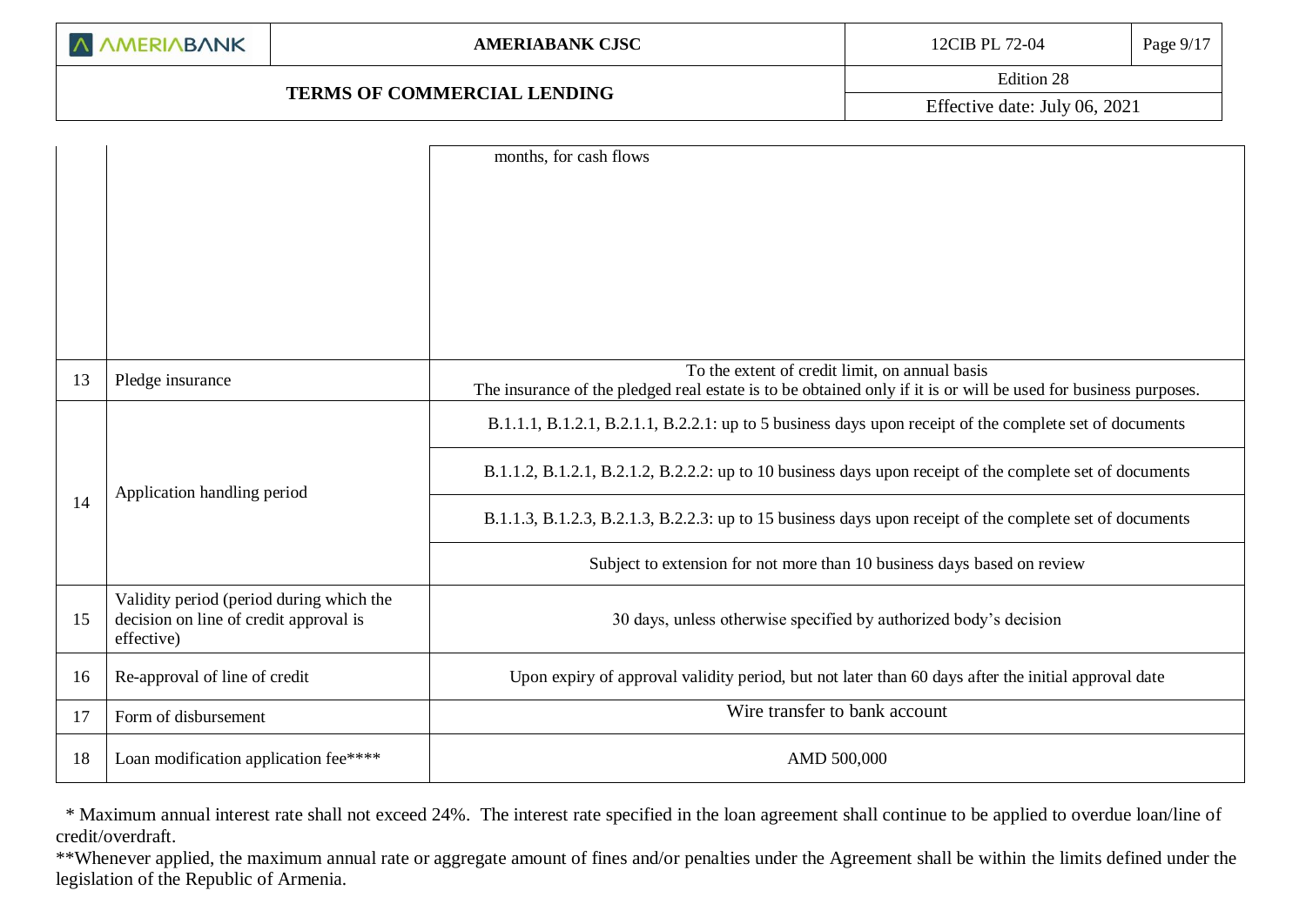| | | |
|---|---|---|
| | | months, for cash flows |
| 13 | Pledge insurance | To the extent of credit limit, on annual basis<br>The insurance of the pledged real estate is to be obtained only if it is or will be used for business purposes. |
| 14 | Application handling period | B.1.1.1, B.1.2.1, B.2.1.1, B.2.2.1: up to 5 business days upon receipt of the complete set of documents |
| | | B.1.1.2, B.1.2.1, B.2.1.2, B.2.2.2: up to 10 business days upon receipt of the complete set of documents |
| | | B.1.1.3, B.1.2.3, B.2.1.3, B.2.2.3: up to 15 business days upon receipt of the complete set of documents |
| | | Subject to extension for not more than 10 business days based on review |
| 15 | Validity period (period during which the decision on line of credit approval is effective) | 30 days, unless otherwise specified by authorized body's decision |
| 16 | Re-approval of line of credit | Upon expiry of approval validity period, but not later than 60 days after the initial approval date |
| 17 | Form of disbursement | Wire transfer to bank account |
| 18 | Loan modification application fee**** | AMD 500,000 |

\* Maximum annual interest rate shall not exceed 24%. The interest rate specified in the loan agreement shall continue to be applied to overdue loan/line of credit/overdraft.

**Whenever applied, the maximum annual rate or aggregate amount of fines and/or penalties under the Agreement shall be within the limits defined under the legislation of the Republic of Armenia.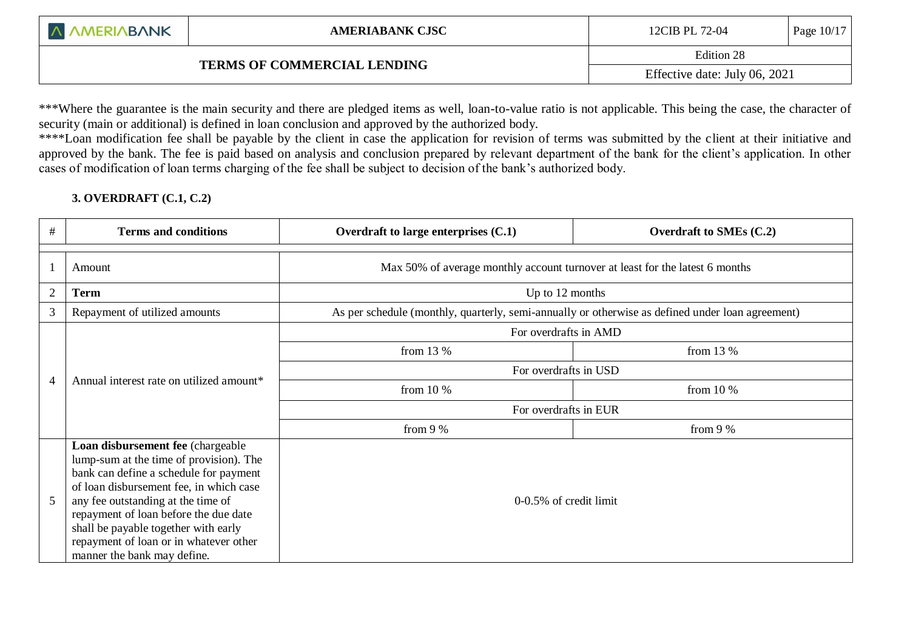***Where the guarantee is the main security and there are pledged items as well, loan-to-value ratio is not applicable. This being the case, the character of security (main or additional) is defined in loan conclusion and approved by the authorized body.

****Loan modification fee shall be payable by the client in case the application for revision of terms was submitted by the client at their initiative and approved by the bank. The fee is paid based on analysis and conclusion prepared by relevant department of the bank for the client's application. In other cases of modification of loan terms charging of the fee shall be subject to decision of the bank's authorized body.

### 3. OVERDRAFT (C.1, C.2)

| # | Terms and conditions | Overdraft to large enterprises (C.1) | Overdraft to SMEs (C.2) |
|---|---|---|---|
| 1 | Amount | Max 50% of average monthly account turnover at least for the latest 6 months | |
| 2 | **Term** | Up to 12 months | |
| 3 | Repayment of utilized amounts | As per schedule (monthly, quarterly, semi-annually or otherwise as defined under loan agreement) | |
| 4 | Annual interest rate on utilized amount* | For overdrafts in AMD | |
| | | from 13 % | from 13 % |
| | | For overdrafts in USD | |
| | | from 10 % | from 10 % |
| | | For overdrafts in EUR | |
| | | from 9 % | from 9 % |
| 5 | **Loan disbursement fee** (chargeable lump-sum at the time of provision). The bank can define a schedule for payment of loan disbursement fee, in which case any fee outstanding at the time of repayment of loan before the due date shall be payable together with early repayment of loan or in whatever other manner the bank may define. | 0-0.5% of credit limit | |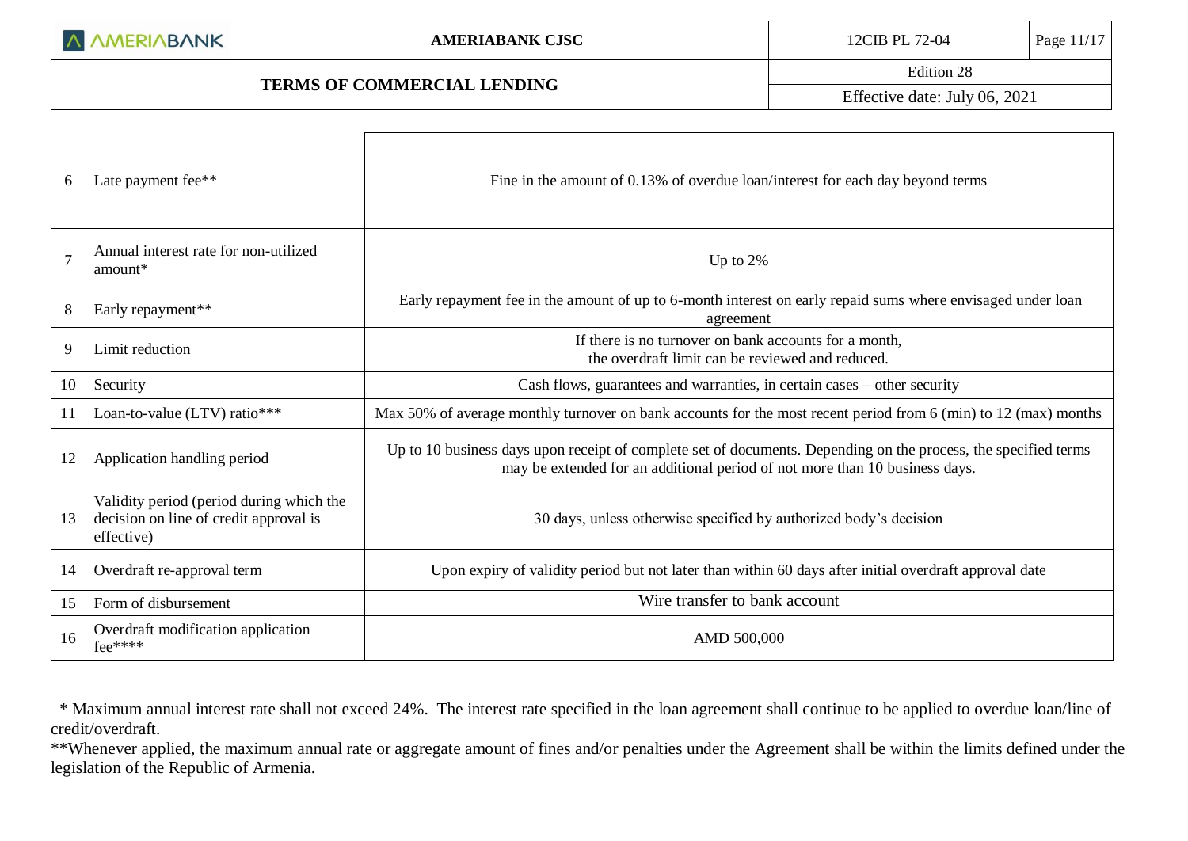| | | |
|---|---|---|
| 6 | Late payment fee** | Fine in the amount of 0.13% of overdue loan/interest for each day beyond terms |
| 7 | Annual interest rate for non-utilized amount* | Up to 2% |
| 8 | Early repayment** | Early repayment fee in the amount of up to 6-month interest on early repaid sums where envisaged under loan agreement |
| 9 | Limit reduction | If there is no turnover on bank accounts for a month, the overdraft limit can be reviewed and reduced. |
| 10 | Security | Cash flows, guarantees and warranties, in certain cases – other security |
| 11 | Loan-to-value (LTV) ratio*** | Max 50% of average monthly turnover on bank accounts for the most recent period from 6 (min) to 12 (max) months |
| 12 | Application handling period | Up to 10 business days upon receipt of complete set of documents. Depending on the process, the specified terms may be extended for an additional period of not more than 10 business days. |
| 13 | Validity period (period during which the decision on line of credit approval is effective) | 30 days, unless otherwise specified by authorized body's decision |
| 14 | Overdraft re-approval term | Upon expiry of validity period but not later than within 60 days after initial overdraft approval date |
| 15 | Form of disbursement | Wire transfer to bank account |
| 16 | Overdraft modification application fee**** | AMD 500,000 |

* Maximum annual interest rate shall not exceed 24%. The interest rate specified in the loan agreement shall continue to be applied to overdue loan/line of credit/overdraft.

**Whenever applied, the maximum annual rate or aggregate amount of fines and/or penalties under the Agreement shall be within the limits defined under the legislation of the Republic of Armenia.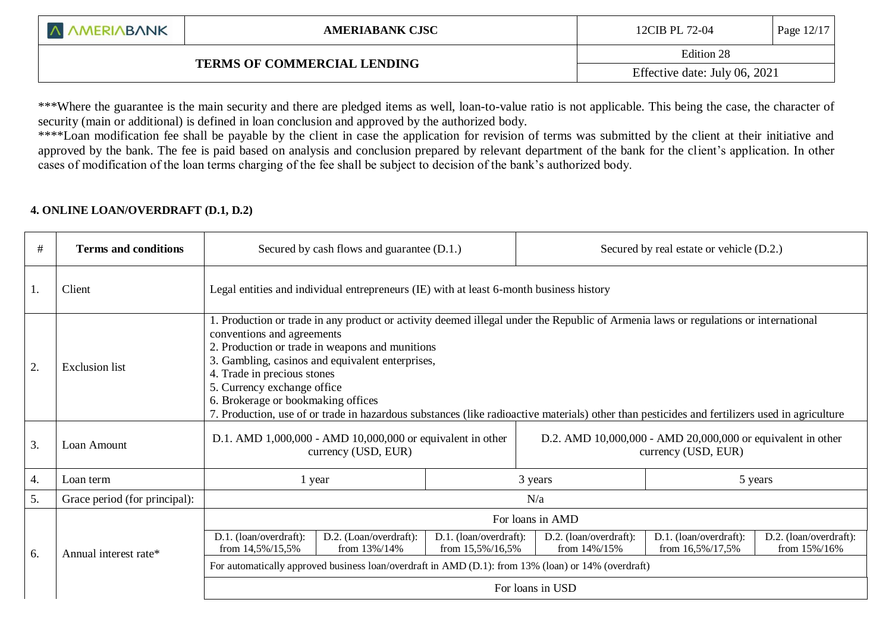***Where the guarantee is the main security and there are pledged items as well, loan-to-value ratio is not applicable. This being the case, the character of security (main or additional) is defined in loan conclusion and approved by the authorized body.

****Loan modification fee shall be payable by the client in case the application for revision of terms was submitted by the client at their initiative and approved by the bank. The fee is paid based on analysis and conclusion prepared by relevant department of the bank for the client's application. In other cases of modification of the loan terms charging of the fee shall be subject to decision of the bank's authorized body.

### 4. ONLINE LOAN/OVERDRAFT (D.1, D.2)

| # | Terms and conditions | Secured by cash flows and guarantee (D.1.) | | | Secured by real estate or vehicle (D.2.) | | |
|---|---|---|---|---|---|---|---|
| 1. | Client | Legal entities and individual entrepreneurs (IE) with at least 6-month business history | | | | | |
| 2. | Exclusion list | 1. Production or trade in any product or activity deemed illegal under the Republic of Armenia laws or regulations or international conventions and agreements<br>2. Production or trade in weapons and munitions<br>3. Gambling, casinos and equivalent enterprises,<br>4. Trade in precious stones<br>5. Currency exchange office<br>6. Brokerage or bookmaking offices<br>7. Production, use of or trade in hazardous substances (like radioactive materials) other than pesticides and fertilizers used in agriculture | | | | | |
| 3. | Loan Amount | D.1. AMD 1,000,000 - AMD 10,000,000 or equivalent in other currency (USD, EUR) | | | D.2. AMD 10,000,000 - AMD 20,000,000 or equivalent in other currency (USD, EUR) | | |
| 4. | Loan term | 1 year | | 3 years | | 5 years | |
| 5. | Grace period (for principal): | N/a | | | | | |
| 6. | Annual interest rate* | For loans in AMD | | | | | |
| | | D.1. (loan/overdraft): from 14,5%/15,5% | D.2. (Loan/overdraft): from 13%/14% | D.1. (loan/overdraft): from 15,5%/16,5% | D.2. (loan/overdraft): from 14%/15% | D.1. (loan/overdraft): from 16,5%/17,5% | D.2. (loan/overdraft): from 15%/16% |
| | | For automatically approved business loan/overdraft in AMD (D.1): from 13% (loan) or 14% (overdraft) | | | | | |
| | | For loans in USD | | | | | |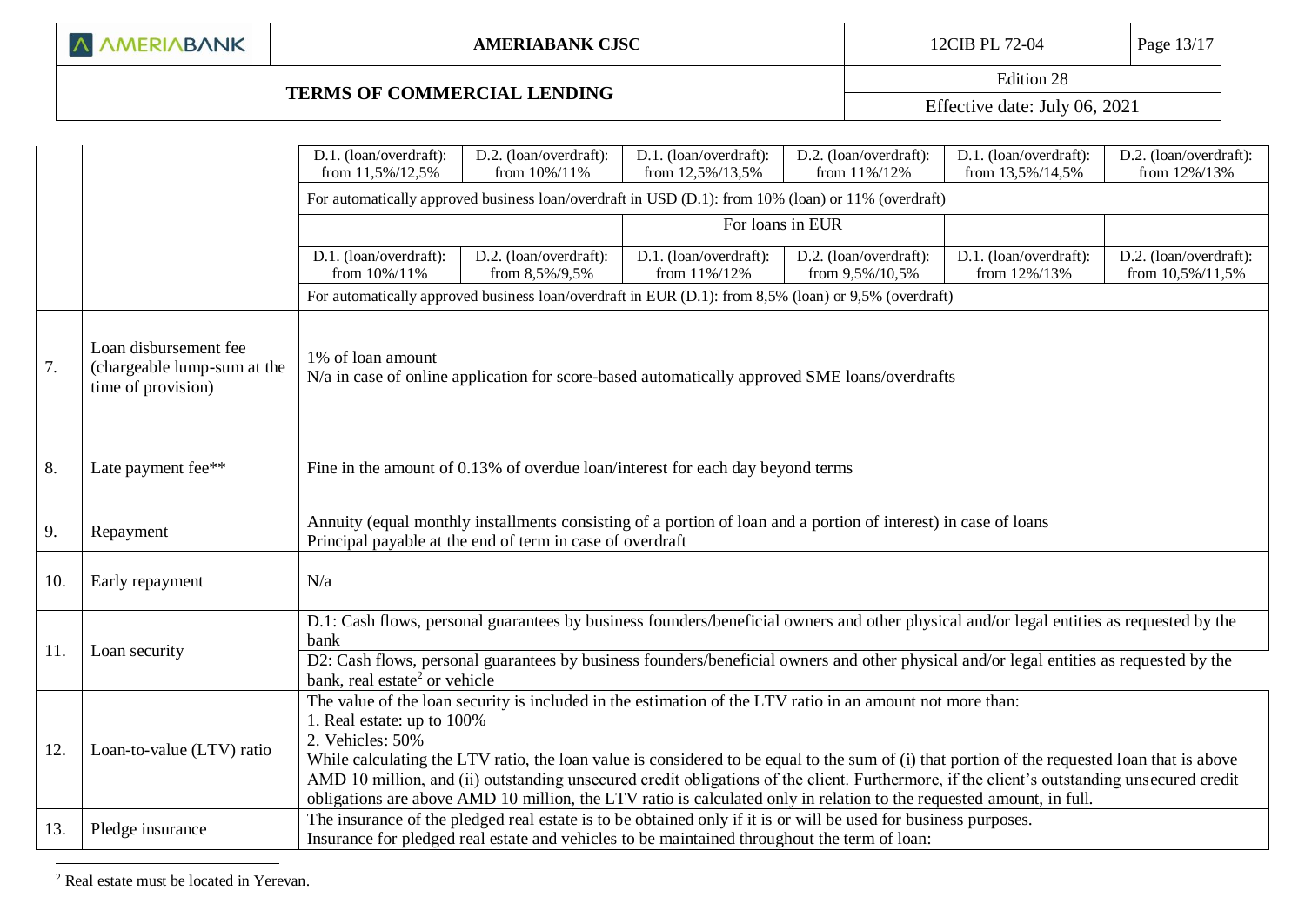| | | | | | | | |
|---|---|---|---|---|---|---|---|
| | | D.1. (loan/overdraft): from 11,5%/12,5% | D.2. (loan/overdraft): from 10%/11% | D.1. (loan/overdraft): from 12,5%/13,5% | D.2. (loan/overdraft): from 11%/12% | D.1. (loan/overdraft): from 13,5%/14,5% | D.2. (loan/overdraft): from 12%/13% |
| | | For automatically approved business loan/overdraft in USD (D.1): from 10% (loan) or 11% (overdraft) | | | | | |
| | | | | For loans in EUR | | | |
| | | D.1. (loan/overdraft): from 10%/11% | D.2. (loan/overdraft): from 8,5%/9,5% | D.1. (loan/overdraft): from 11%/12% | D.2. (loan/overdraft): from 9,5%/10,5% | D.1. (loan/overdraft): from 12%/13% | D.2. (loan/overdraft): from 10,5%/11,5% |
| | | For automatically approved business loan/overdraft in EUR (D.1): from 8,5% (loan) or 9,5% (overdraft) | | | | | |
| 7. | Loan disbursement fee (chargeable lump-sum at the time of provision) | 1% of loan amount<br>N/a in case of online application for score-based automatically approved SME loans/overdrafts | | | | | |
| 8. | Late payment fee** | Fine in the amount of 0.13% of overdue loan/interest for each day beyond terms | | | | | |
| 9. | Repayment | Annuity (equal monthly installments consisting of a portion of loan and a portion of interest) in case of loans<br>Principal payable at the end of term in case of overdraft | | | | | |
| 10. | Early repayment | N/a | | | | | |
| 11. | Loan security | D.1: Cash flows, personal guarantees by business founders/beneficial owners and other physical and/or legal entities as requested by the bank<br>D2: Cash flows, personal guarantees by business founders/beneficial owners and other physical and/or legal entities as requested by the bank, real estate[2] or vehicle | | | | | |
| 12. | Loan-to-value (LTV) ratio | The value of the loan security is included in the estimation of the LTV ratio in an amount not more than:<br>1. Real estate: up to 100%<br>2. Vehicles: 50%<br>While calculating the LTV ratio, the loan value is considered to be equal to the sum of (i) that portion of the requested loan that is above AMD 10 million, and (ii) outstanding unsecured credit obligations of the client. Furthermore, if the client's outstanding unsecured credit obligations are above AMD 10 million, the LTV ratio is calculated only in relation to the requested amount, in full. | | | | | |
| 13. | Pledge insurance | The insurance of the pledged real estate is to be obtained only if it is or will be used for business purposes.<br>Insurance for pledged real estate and vehicles to be maintained throughout the term of loan: | | | | | |

[2] Real estate must be located in Yerevan.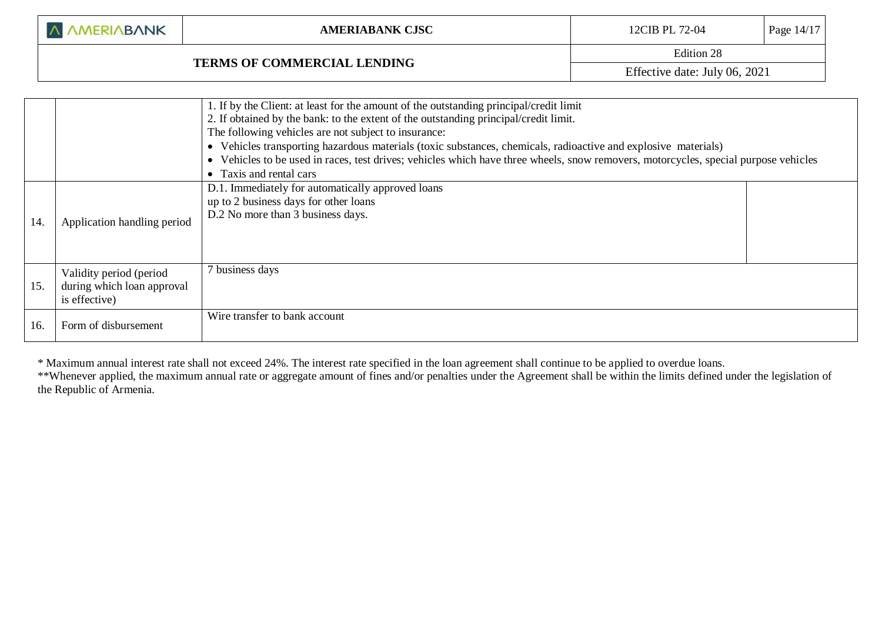| | | | |
|---|---|---|---|
| | | 1. If by the Client: at least for the amount of the outstanding principal/credit limit<br>2. If obtained by the bank: to the extent of the outstanding principal/credit limit.<br>The following vehicles are not subject to insurance:<br>• Vehicles transporting hazardous materials (toxic substances, chemicals, radioactive and explosive materials)<br>• Vehicles to be used in races, test drives; vehicles which have three wheels, snow removers, motorcycles, special purpose vehicles<br>• Taxis and rental cars | |
| 14. | Application handling period | D.1. Immediately for automatically approved loans<br>up to 2 business days for other loans<br>D.2 No more than 3 business days. | |
| 15. | Validity period (period during which loan approval is effective) | 7 business days | |
| 16. | Form of disbursement | Wire transfer to bank account | |

* Maximum annual interest rate shall not exceed 24%. The interest rate specified in the loan agreement shall continue to be applied to overdue loans.

**Whenever applied, the maximum annual rate or aggregate amount of fines and/or penalties under the Agreement shall be within the limits defined under the legislation of the Republic of Armenia.